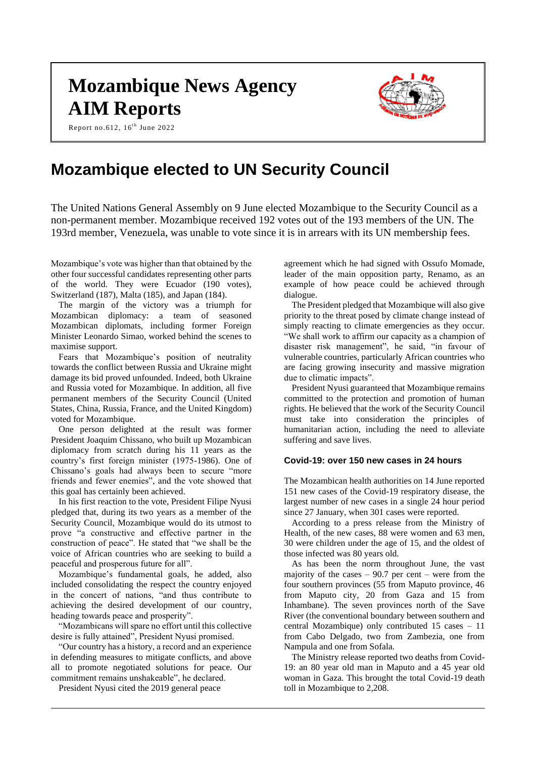# Mozambique News Agency
# AIM Reports

Report no.612, 16th June 2022

# Mozambique elected to UN Security Council

The United Nations General Assembly on 9 June elected Mozambique to the Security Council as a non-permanent member. Mozambique received 192 votes out of the 193 members of the UN. The 193rd member, Venezuela, was unable to vote since it is in arrears with its UN membership fees.

Mozambique's vote was higher than that obtained by the other four successful candidates representing other parts of the world. They were Ecuador (190 votes), Switzerland (187), Malta (185), and Japan (184).

The margin of the victory was a triumph for Mozambican diplomacy: a team of seasoned Mozambican diplomats, including former Foreign Minister Leonardo Simao, worked behind the scenes to maximise support.

Fears that Mozambique's position of neutrality towards the conflict between Russia and Ukraine might damage its bid proved unfounded. Indeed, both Ukraine and Russia voted for Mozambique. In addition, all five permanent members of the Security Council (United States, China, Russia, France, and the United Kingdom) voted for Mozambique.

One person delighted at the result was former President Joaquim Chissano, who built up Mozambican diplomacy from scratch during his 11 years as the country's first foreign minister (1975-1986). One of Chissano's goals had always been to secure "more friends and fewer enemies", and the vote showed that this goal has certainly been achieved.

In his first reaction to the vote, President Filipe Nyusi pledged that, during its two years as a member of the Security Council, Mozambique would do its utmost to prove "a constructive and effective partner in the construction of peace". He stated that "we shall be the voice of African countries who are seeking to build a peaceful and prosperous future for all".

Mozambique's fundamental goals, he added, also included consolidating the respect the country enjoyed in the concert of nations, "and thus contribute to achieving the desired development of our country, heading towards peace and prosperity".

"Mozambicans will spare no effort until this collective desire is fully attained", President Nyusi promised.

"Our country has a history, a record and an experience in defending measures to mitigate conflicts, and above all to promote negotiated solutions for peace. Our commitment remains unshakeable", he declared.

President Nyusi cited the 2019 general peace agreement which he had signed with Ossufo Momade, leader of the main opposition party, Renamo, as an example of how peace could be achieved through dialogue.

The President pledged that Mozambique will also give priority to the threat posed by climate change instead of simply reacting to climate emergencies as they occur. "We shall work to affirm our capacity as a champion of disaster risk management", he said, "in favour of vulnerable countries, particularly African countries who are facing growing insecurity and massive migration due to climatic impacts".

President Nyusi guaranteed that Mozambique remains committed to the protection and promotion of human rights. He believed that the work of the Security Council must take into consideration the principles of humanitarian action, including the need to alleviate suffering and save lives.

### Covid-19: over 150 new cases in 24 hours

The Mozambican health authorities on 14 June reported 151 new cases of the Covid-19 respiratory disease, the largest number of new cases in a single 24 hour period since 27 January, when 301 cases were reported.

According to a press release from the Ministry of Health, of the new cases, 88 were women and 63 men, 30 were children under the age of 15, and the oldest of those infected was 80 years old.

As has been the norm throughout June, the vast majority of the cases – 90.7 per cent – were from the four southern provinces (55 from Maputo province, 46 from Maputo city, 20 from Gaza and 15 from Inhambane). The seven provinces north of the Save River (the conventional boundary between southern and central Mozambique) only contributed 15 cases – 11 from Cabo Delgado, two from Zambezia, one from Nampula and one from Sofala.

The Ministry release reported two deaths from Covid-19: an 80 year old man in Maputo and a 45 year old woman in Gaza. This brought the total Covid-19 death toll in Mozambique to 2,208.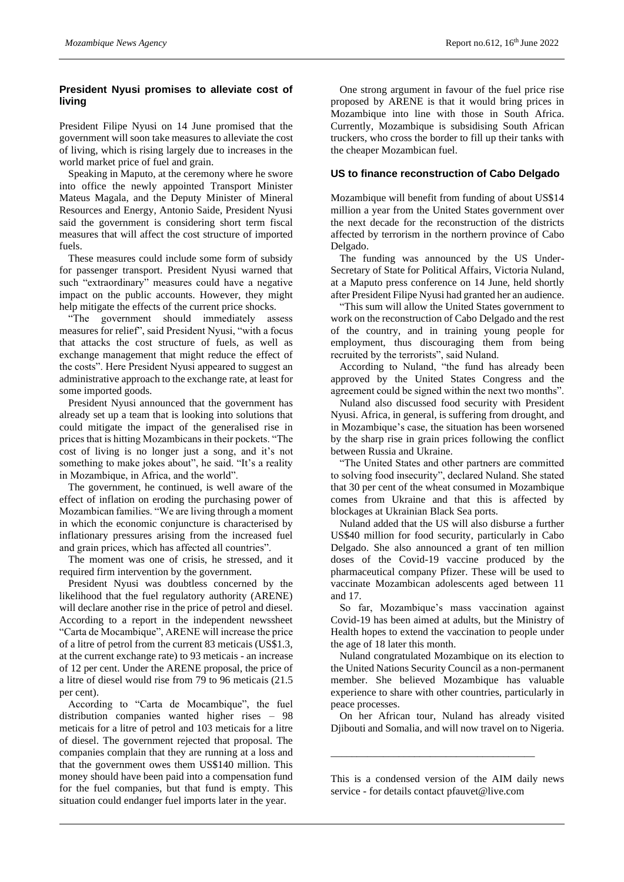## President Nyusi promises to alleviate cost of living

President Filipe Nyusi on 14 June promised that the government will soon take measures to alleviate the cost of living, which is rising largely due to increases in the world market price of fuel and grain.

Speaking in Maputo, at the ceremony where he swore into office the newly appointed Transport Minister Mateus Magala, and the Deputy Minister of Mineral Resources and Energy, Antonio Saide, President Nyusi said the government is considering short term fiscal measures that will affect the cost structure of imported fuels.

These measures could include some form of subsidy for passenger transport. President Nyusi warned that such "extraordinary" measures could have a negative impact on the public accounts. However, they might help mitigate the effects of the current price shocks.

"The government should immediately assess measures for relief", said President Nyusi, "with a focus that attacks the cost structure of fuels, as well as exchange management that might reduce the effect of the costs". Here President Nyusi appeared to suggest an administrative approach to the exchange rate, at least for some imported goods.

President Nyusi announced that the government has already set up a team that is looking into solutions that could mitigate the impact of the generalised rise in prices that is hitting Mozambicans in their pockets. "The cost of living is no longer just a song, and it's not something to make jokes about", he said. "It's a reality in Mozambique, in Africa, and the world".

The government, he continued, is well aware of the effect of inflation on eroding the purchasing power of Mozambican families. "We are living through a moment in which the economic conjuncture is characterised by inflationary pressures arising from the increased fuel and grain prices, which has affected all countries".

The moment was one of crisis, he stressed, and it required firm intervention by the government.

President Nyusi was doubtless concerned by the likelihood that the fuel regulatory authority (ARENE) will declare another rise in the price of petrol and diesel. According to a report in the independent newssheet "Carta de Mocambique", ARENE will increase the price of a litre of petrol from the current 83 meticais (US$1.3, at the current exchange rate) to 93 meticais - an increase of 12 per cent. Under the ARENE proposal, the price of a litre of diesel would rise from 79 to 96 meticais (21.5 per cent).

According to "Carta de Mocambique", the fuel distribution companies wanted higher rises – 98 meticais for a litre of petrol and 103 meticais for a litre of diesel. The government rejected that proposal. The companies complain that they are running at a loss and that the government owes them US$140 million. This money should have been paid into a compensation fund for the fuel companies, but that fund is empty. This situation could endanger fuel imports later in the year.

One strong argument in favour of the fuel price rise proposed by ARENE is that it would bring prices in Mozambique into line with those in South Africa. Currently, Mozambique is subsidising South African truckers, who cross the border to fill up their tanks with the cheaper Mozambican fuel.

## US to finance reconstruction of Cabo Delgado

Mozambique will benefit from funding of about US$14 million a year from the United States government over the next decade for the reconstruction of the districts affected by terrorism in the northern province of Cabo Delgado.

The funding was announced by the US Under-Secretary of State for Political Affairs, Victoria Nuland, at a Maputo press conference on 14 June, held shortly after President Filipe Nyusi had granted her an audience.

"This sum will allow the United States government to work on the reconstruction of Cabo Delgado and the rest of the country, and in training young people for employment, thus discouraging them from being recruited by the terrorists", said Nuland.

According to Nuland, "the fund has already been approved by the United States Congress and the agreement could be signed within the next two months".

Nuland also discussed food security with President Nyusi. Africa, in general, is suffering from drought, and in Mozambique's case, the situation has been worsened by the sharp rise in grain prices following the conflict between Russia and Ukraine.

"The United States and other partners are committed to solving food insecurity", declared Nuland. She stated that 30 per cent of the wheat consumed in Mozambique comes from Ukraine and that this is affected by blockages at Ukrainian Black Sea ports.

Nuland added that the US will also disburse a further US$40 million for food security, particularly in Cabo Delgado. She also announced a grant of ten million doses of the Covid-19 vaccine produced by the pharmaceutical company Pfizer. These will be used to vaccinate Mozambican adolescents aged between 11 and 17.

So far, Mozambique's mass vaccination against Covid-19 has been aimed at adults, but the Ministry of Health hopes to extend the vaccination to people under the age of 18 later this month.

Nuland congratulated Mozambique on its election to the United Nations Security Council as a non-permanent member. She believed Mozambique has valuable experience to share with other countries, particularly in peace processes.

On her African tour, Nuland has already visited Djibouti and Somalia, and will now travel on to Nigeria.

---

This is a condensed version of the AIM daily news service - for details contact pfauvet@live.com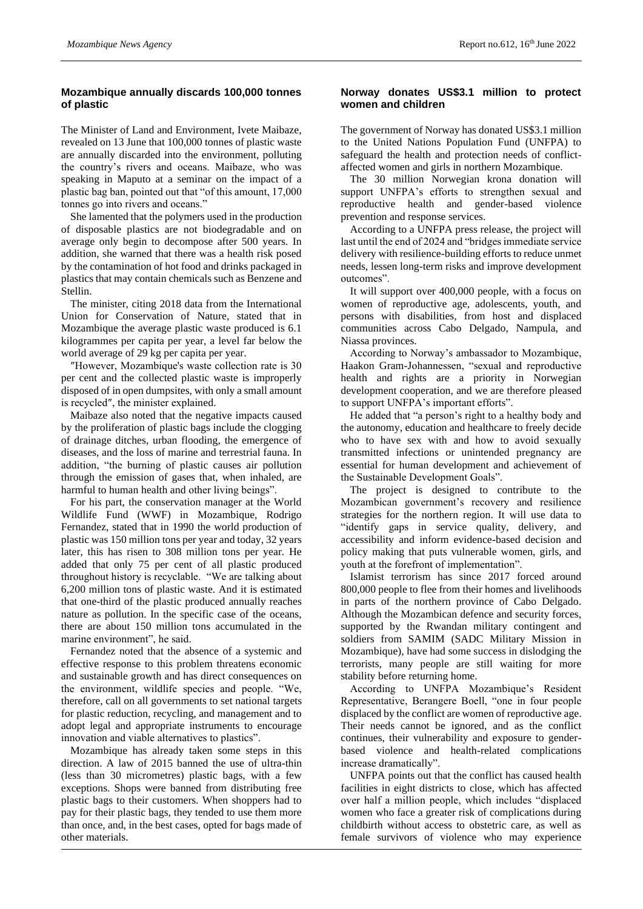## Mozambique annually discards 100,000 tonnes of plastic

The Minister of Land and Environment, Ivete Maibaze, revealed on 13 June that 100,000 tonnes of plastic waste are annually discarded into the environment, polluting the country's rivers and oceans. Maibaze, who was speaking in Maputo at a seminar on the impact of a plastic bag ban, pointed out that "of this amount, 17,000 tonnes go into rivers and oceans."

She lamented that the polymers used in the production of disposable plastics are not biodegradable and on average only begin to decompose after 500 years. In addition, she warned that there was a health risk posed by the contamination of hot food and drinks packaged in plastics that may contain chemicals such as Benzene and Stellin.

The minister, citing 2018 data from the International Union for Conservation of Nature, stated that in Mozambique the average plastic waste produced is 6.1 kilogrammes per capita per year, a level far below the world average of 29 kg per capita per year.

″However, Mozambique's waste collection rate is 30 per cent and the collected plastic waste is improperly disposed of in open dumpsites, with only a small amount is recycled″, the minister explained.

Maibaze also noted that the negative impacts caused by the proliferation of plastic bags include the clogging of drainage ditches, urban flooding, the emergence of diseases, and the loss of marine and terrestrial fauna. In addition, "the burning of plastic causes air pollution through the emission of gases that, when inhaled, are harmful to human health and other living beings".

For his part, the conservation manager at the World Wildlife Fund (WWF) in Mozambique, Rodrigo Fernandez, stated that in 1990 the world production of plastic was 150 million tons per year and today, 32 years later, this has risen to 308 million tons per year. He added that only 75 per cent of all plastic produced throughout history is recyclable. "We are talking about 6,200 million tons of plastic waste. And it is estimated that one-third of the plastic produced annually reaches nature as pollution. In the specific case of the oceans, there are about 150 million tons accumulated in the marine environment", he said.

Fernandez noted that the absence of a systemic and effective response to this problem threatens economic and sustainable growth and has direct consequences on the environment, wildlife species and people. "We, therefore, call on all governments to set national targets for plastic reduction, recycling, and management and to adopt legal and appropriate instruments to encourage innovation and viable alternatives to plastics".

Mozambique has already taken some steps in this direction. A law of 2015 banned the use of ultra-thin (less than 30 micrometres) plastic bags, with a few exceptions. Shops were banned from distributing free plastic bags to their customers. When shoppers had to pay for their plastic bags, they tended to use them more than once, and, in the best cases, opted for bags made of other materials.

## Norway donates US$3.1 million to protect women and children

The government of Norway has donated US$3.1 million to the United Nations Population Fund (UNFPA) to safeguard the health and protection needs of conflict-affected women and girls in northern Mozambique.

The 30 million Norwegian krona donation will support UNFPA's efforts to strengthen sexual and reproductive health and gender-based violence prevention and response services.

According to a UNFPA press release, the project will last until the end of 2024 and "bridges immediate service delivery with resilience-building efforts to reduce unmet needs, lessen long-term risks and improve development outcomes".

It will support over 400,000 people, with a focus on women of reproductive age, adolescents, youth, and persons with disabilities, from host and displaced communities across Cabo Delgado, Nampula, and Niassa provinces.

According to Norway's ambassador to Mozambique, Haakon Gram-Johannessen, "sexual and reproductive health and rights are a priority in Norwegian development cooperation, and we are therefore pleased to support UNFPA's important efforts".

He added that "a person's right to a healthy body and the autonomy, education and healthcare to freely decide who to have sex with and how to avoid sexually transmitted infections or unintended pregnancy are essential for human development and achievement of the Sustainable Development Goals".

The project is designed to contribute to the Mozambican government's recovery and resilience strategies for the northern region. It will use data to "identify gaps in service quality, delivery, and accessibility and inform evidence-based decision and policy making that puts vulnerable women, girls, and youth at the forefront of implementation".

Islamist terrorism has since 2017 forced around 800,000 people to flee from their homes and livelihoods in parts of the northern province of Cabo Delgado. Although the Mozambican defence and security forces, supported by the Rwandan military contingent and soldiers from SAMIM (SADC Military Mission in Mozambique), have had some success in dislodging the terrorists, many people are still waiting for more stability before returning home.

According to UNFPA Mozambique's Resident Representative, Berangere Boell, "one in four people displaced by the conflict are women of reproductive age. Their needs cannot be ignored, and as the conflict continues, their vulnerability and exposure to gender-based violence and health-related complications increase dramatically".

UNFPA points out that the conflict has caused health facilities in eight districts to close, which has affected over half a million people, which includes "displaced women who face a greater risk of complications during childbirth without access to obstetric care, as well as female survivors of violence who may experience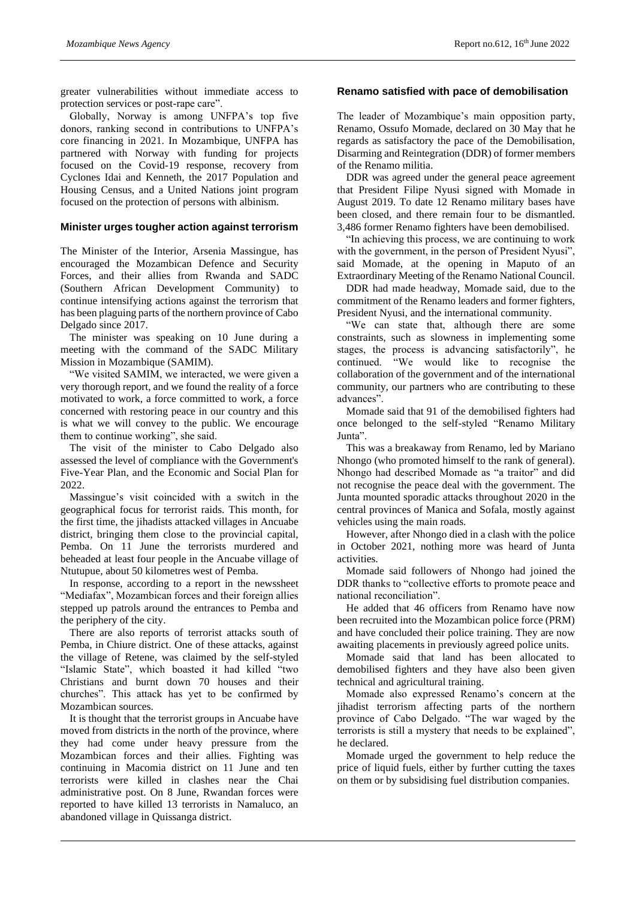greater vulnerabilities without immediate access to protection services or post-rape care".

Globally, Norway is among UNFPA's top five donors, ranking second in contributions to UNFPA's core financing in 2021. In Mozambique, UNFPA has partnered with Norway with funding for projects focused on the Covid-19 response, recovery from Cyclones Idai and Kenneth, the 2017 Population and Housing Census, and a United Nations joint program focused on the protection of persons with albinism.

### Minister urges tougher action against terrorism

The Minister of the Interior, Arsenia Massingue, has encouraged the Mozambican Defence and Security Forces, and their allies from Rwanda and SADC (Southern African Development Community) to continue intensifying actions against the terrorism that has been plaguing parts of the northern province of Cabo Delgado since 2017.

The minister was speaking on 10 June during a meeting with the command of the SADC Military Mission in Mozambique (SAMIM).

"We visited SAMIM, we interacted, we were given a very thorough report, and we found the reality of a force motivated to work, a force committed to work, a force concerned with restoring peace in our country and this is what we will convey to the public. We encourage them to continue working", she said.

The visit of the minister to Cabo Delgado also assessed the level of compliance with the Government's Five-Year Plan, and the Economic and Social Plan for 2022.

Massingue's visit coincided with a switch in the geographical focus for terrorist raids. This month, for the first time, the jihadists attacked villages in Ancuabe district, bringing them close to the provincial capital, Pemba. On 11 June the terrorists murdered and beheaded at least four people in the Ancuabe village of Ntutupue, about 50 kilometres west of Pemba.

In response, according to a report in the newssheet "Mediafax", Mozambican forces and their foreign allies stepped up patrols around the entrances to Pemba and the periphery of the city.

There are also reports of terrorist attacks south of Pemba, in Chiure district. One of these attacks, against the village of Retene, was claimed by the self-styled "Islamic State", which boasted it had killed "two Christians and burnt down 70 houses and their churches". This attack has yet to be confirmed by Mozambican sources.

It is thought that the terrorist groups in Ancuabe have moved from districts in the north of the province, where they had come under heavy pressure from the Mozambican forces and their allies. Fighting was continuing in Macomia district on 11 June and ten terrorists were killed in clashes near the Chai administrative post. On 8 June, Rwandan forces were reported to have killed 13 terrorists in Namaluco, an abandoned village in Quissanga district.

### Renamo satisfied with pace of demobilisation

The leader of Mozambique's main opposition party, Renamo, Ossufo Momade, declared on 30 May that he regards as satisfactory the pace of the Demobilisation, Disarming and Reintegration (DDR) of former members of the Renamo militia.

DDR was agreed under the general peace agreement that President Filipe Nyusi signed with Momade in August 2019. To date 12 Renamo military bases have been closed, and there remain four to be dismantled. 3,486 former Renamo fighters have been demobilised.

"In achieving this process, we are continuing to work with the government, in the person of President Nyusi", said Momade, at the opening in Maputo of an Extraordinary Meeting of the Renamo National Council.

DDR had made headway, Momade said, due to the commitment of the Renamo leaders and former fighters, President Nyusi, and the international community.

"We can state that, although there are some constraints, such as slowness in implementing some stages, the process is advancing satisfactorily", he continued. "We would like to recognise the collaboration of the government and of the international community, our partners who are contributing to these advances".

Momade said that 91 of the demobilised fighters had once belonged to the self-styled "Renamo Military Junta".

This was a breakaway from Renamo, led by Mariano Nhongo (who promoted himself to the rank of general). Nhongo had described Momade as "a traitor" and did not recognise the peace deal with the government. The Junta mounted sporadic attacks throughout 2020 in the central provinces of Manica and Sofala, mostly against vehicles using the main roads.

However, after Nhongo died in a clash with the police in October 2021, nothing more was heard of Junta activities.

Momade said followers of Nhongo had joined the DDR thanks to "collective efforts to promote peace and national reconciliation".

He added that 46 officers from Renamo have now been recruited into the Mozambican police force (PRM) and have concluded their police training. They are now awaiting placements in previously agreed police units.

Momade said that land has been allocated to demobilised fighters and they have also been given technical and agricultural training.

Momade also expressed Renamo's concern at the jihadist terrorism affecting parts of the northern province of Cabo Delgado. "The war waged by the terrorists is still a mystery that needs to be explained", he declared.

Momade urged the government to help reduce the price of liquid fuels, either by further cutting the taxes on them or by subsidising fuel distribution companies.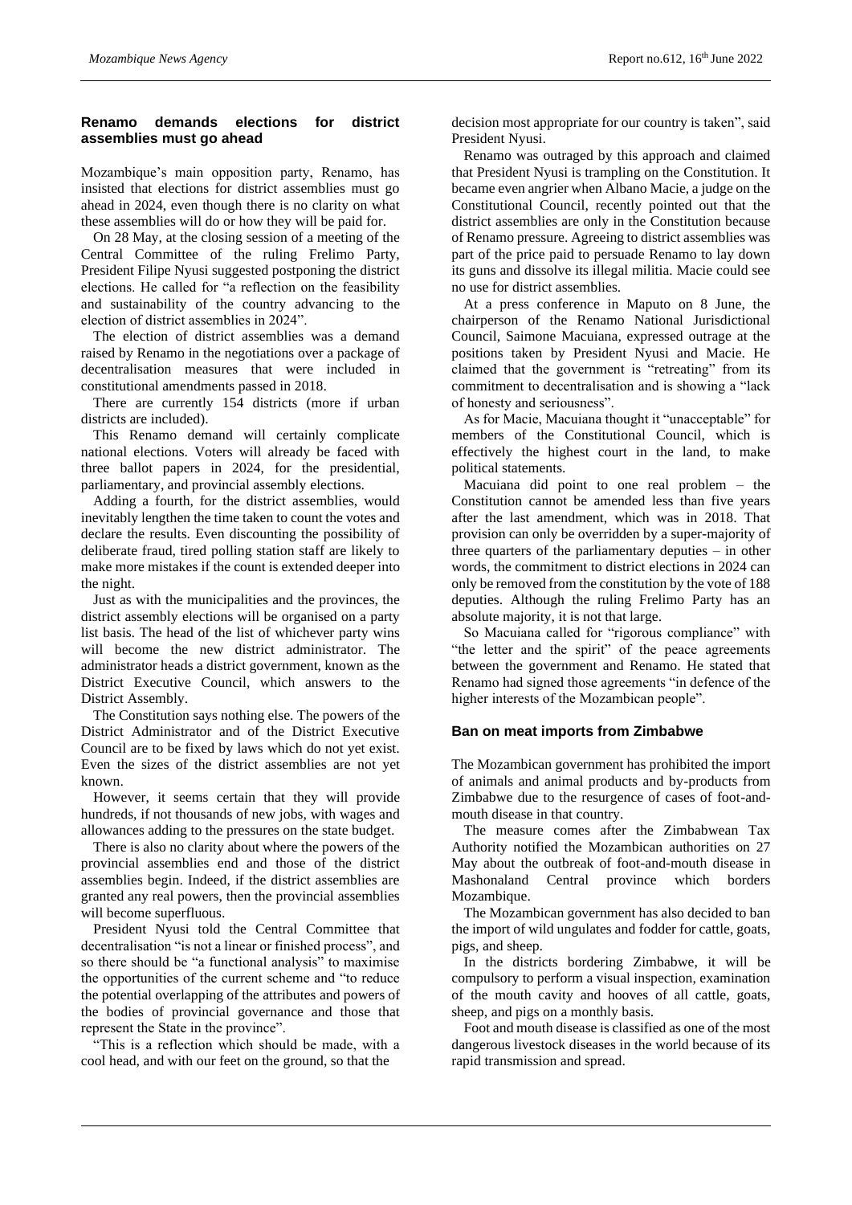## Renamo demands elections for district assemblies must go ahead

Mozambique's main opposition party, Renamo, has insisted that elections for district assemblies must go ahead in 2024, even though there is no clarity on what these assemblies will do or how they will be paid for.

On 28 May, at the closing session of a meeting of the Central Committee of the ruling Frelimo Party, President Filipe Nyusi suggested postponing the district elections. He called for "a reflection on the feasibility and sustainability of the country advancing to the election of district assemblies in 2024".

The election of district assemblies was a demand raised by Renamo in the negotiations over a package of decentralisation measures that were included in constitutional amendments passed in 2018.

There are currently 154 districts (more if urban districts are included).

This Renamo demand will certainly complicate national elections. Voters will already be faced with three ballot papers in 2024, for the presidential, parliamentary, and provincial assembly elections.

Adding a fourth, for the district assemblies, would inevitably lengthen the time taken to count the votes and declare the results. Even discounting the possibility of deliberate fraud, tired polling station staff are likely to make more mistakes if the count is extended deeper into the night.

Just as with the municipalities and the provinces, the district assembly elections will be organised on a party list basis. The head of the list of whichever party wins will become the new district administrator. The administrator heads a district government, known as the District Executive Council, which answers to the District Assembly.

The Constitution says nothing else. The powers of the District Administrator and of the District Executive Council are to be fixed by laws which do not yet exist. Even the sizes of the district assemblies are not yet known.

However, it seems certain that they will provide hundreds, if not thousands of new jobs, with wages and allowances adding to the pressures on the state budget.

There is also no clarity about where the powers of the provincial assemblies end and those of the district assemblies begin. Indeed, if the district assemblies are granted any real powers, then the provincial assemblies will become superfluous.

President Nyusi told the Central Committee that decentralisation "is not a linear or finished process", and so there should be "a functional analysis" to maximise the opportunities of the current scheme and "to reduce the potential overlapping of the attributes and powers of the bodies of provincial governance and those that represent the State in the province".

"This is a reflection which should be made, with a cool head, and with our feet on the ground, so that the decision most appropriate for our country is taken", said President Nyusi.

Renamo was outraged by this approach and claimed that President Nyusi is trampling on the Constitution. It became even angrier when Albano Macie, a judge on the Constitutional Council, recently pointed out that the district assemblies are only in the Constitution because of Renamo pressure. Agreeing to district assemblies was part of the price paid to persuade Renamo to lay down its guns and dissolve its illegal militia. Macie could see no use for district assemblies.

At a press conference in Maputo on 8 June, the chairperson of the Renamo National Jurisdictional Council, Saimone Macuiana, expressed outrage at the positions taken by President Nyusi and Macie. He claimed that the government is "retreating" from its commitment to decentralisation and is showing a "lack of honesty and seriousness".

As for Macie, Macuiana thought it "unacceptable" for members of the Constitutional Council, which is effectively the highest court in the land, to make political statements.

Macuiana did point to one real problem – the Constitution cannot be amended less than five years after the last amendment, which was in 2018. That provision can only be overridden by a super-majority of three quarters of the parliamentary deputies – in other words, the commitment to district elections in 2024 can only be removed from the constitution by the vote of 188 deputies. Although the ruling Frelimo Party has an absolute majority, it is not that large.

So Macuiana called for "rigorous compliance" with "the letter and the spirit" of the peace agreements between the government and Renamo. He stated that Renamo had signed those agreements "in defence of the higher interests of the Mozambican people".

## Ban on meat imports from Zimbabwe

The Mozambican government has prohibited the import of animals and animal products and by-products from Zimbabwe due to the resurgence of cases of foot-and-mouth disease in that country.

The measure comes after the Zimbabwean Tax Authority notified the Mozambican authorities on 27 May about the outbreak of foot-and-mouth disease in Mashonaland Central province which borders Mozambique.

The Mozambican government has also decided to ban the import of wild ungulates and fodder for cattle, goats, pigs, and sheep.

In the districts bordering Zimbabwe, it will be compulsory to perform a visual inspection, examination of the mouth cavity and hooves of all cattle, goats, sheep, and pigs on a monthly basis.

Foot and mouth disease is classified as one of the most dangerous livestock diseases in the world because of its rapid transmission and spread.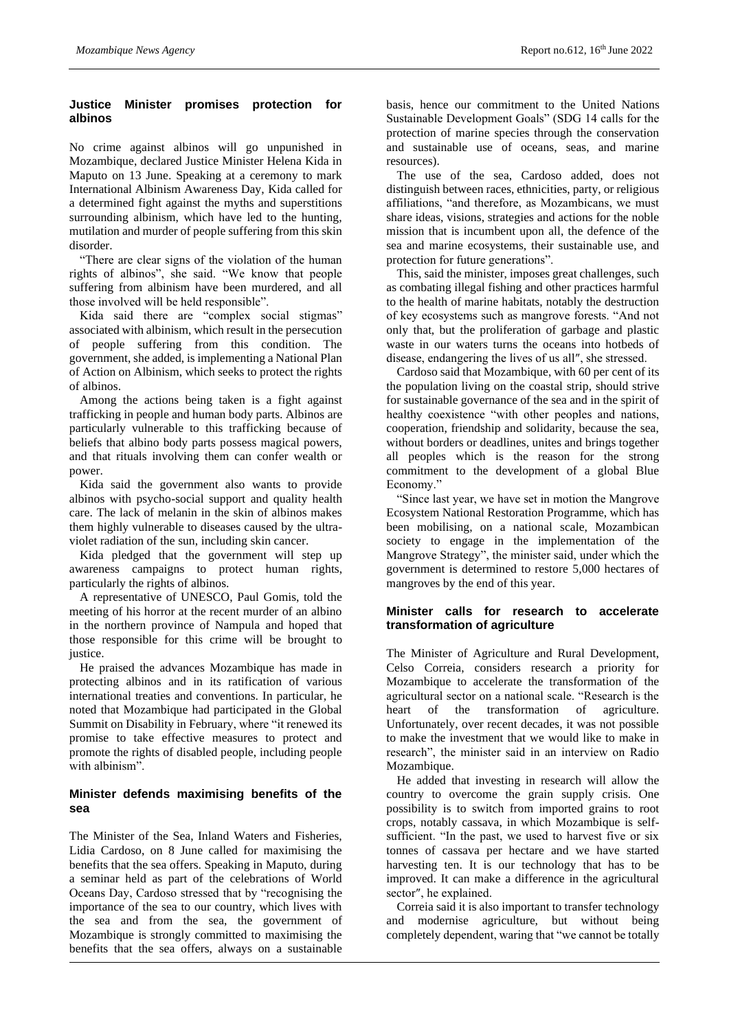## Justice Minister promises protection for albinos

No crime against albinos will go unpunished in Mozambique, declared Justice Minister Helena Kida in Maputo on 13 June. Speaking at a ceremony to mark International Albinism Awareness Day, Kida called for a determined fight against the myths and superstitions surrounding albinism, which have led to the hunting, mutilation and murder of people suffering from this skin disorder.

"There are clear signs of the violation of the human rights of albinos", she said. "We know that people suffering from albinism have been murdered, and all those involved will be held responsible".

Kida said there are "complex social stigmas" associated with albinism, which result in the persecution of people suffering from this condition. The government, she added, is implementing a National Plan of Action on Albinism, which seeks to protect the rights of albinos.

Among the actions being taken is a fight against trafficking in people and human body parts. Albinos are particularly vulnerable to this trafficking because of beliefs that albino body parts possess magical powers, and that rituals involving them can confer wealth or power.

Kida said the government also wants to provide albinos with psycho-social support and quality health care. The lack of melanin in the skin of albinos makes them highly vulnerable to diseases caused by the ultra-violet radiation of the sun, including skin cancer.

Kida pledged that the government will step up awareness campaigns to protect human rights, particularly the rights of albinos.

A representative of UNESCO, Paul Gomis, told the meeting of his horror at the recent murder of an albino in the northern province of Nampula and hoped that those responsible for this crime will be brought to justice.

He praised the advances Mozambique has made in protecting albinos and in its ratification of various international treaties and conventions. In particular, he noted that Mozambique had participated in the Global Summit on Disability in February, where "it renewed its promise to take effective measures to protect and promote the rights of disabled people, including people with albinism".

## Minister defends maximising benefits of the sea

The Minister of the Sea, Inland Waters and Fisheries, Lidia Cardoso, on 8 June called for maximising the benefits that the sea offers. Speaking in Maputo, during a seminar held as part of the celebrations of World Oceans Day, Cardoso stressed that by "recognising the importance of the sea to our country, which lives with the sea and from the sea, the government of Mozambique is strongly committed to maximising the benefits that the sea offers, always on a sustainable basis, hence our commitment to the United Nations Sustainable Development Goals" (SDG 14 calls for the protection of marine species through the conservation and sustainable use of oceans, seas, and marine resources).

The use of the sea, Cardoso added, does not distinguish between races, ethnicities, party, or religious affiliations, "and therefore, as Mozambicans, we must share ideas, visions, strategies and actions for the noble mission that is incumbent upon all, the defence of the sea and marine ecosystems, their sustainable use, and protection for future generations".

This, said the minister, imposes great challenges, such as combating illegal fishing and other practices harmful to the health of marine habitats, notably the destruction of key ecosystems such as mangrove forests. "And not only that, but the proliferation of garbage and plastic waste in our waters turns the oceans into hotbeds of disease, endangering the lives of us all″, she stressed.

Cardoso said that Mozambique, with 60 per cent of its the population living on the coastal strip, should strive for sustainable governance of the sea and in the spirit of healthy coexistence "with other peoples and nations, cooperation, friendship and solidarity, because the sea, without borders or deadlines, unites and brings together all peoples which is the reason for the strong commitment to the development of a global Blue Economy."

"Since last year, we have set in motion the Mangrove Ecosystem National Restoration Programme, which has been mobilising, on a national scale, Mozambican society to engage in the implementation of the Mangrove Strategy", the minister said, under which the government is determined to restore 5,000 hectares of mangroves by the end of this year.

## Minister calls for research to accelerate transformation of agriculture

The Minister of Agriculture and Rural Development, Celso Correia, considers research a priority for Mozambique to accelerate the transformation of the agricultural sector on a national scale. "Research is the heart of the transformation of agriculture. Unfortunately, over recent decades, it was not possible to make the investment that we would like to make in research", the minister said in an interview on Radio Mozambique.

He added that investing in research will allow the country to overcome the grain supply crisis. One possibility is to switch from imported grains to root crops, notably cassava, in which Mozambique is self-sufficient. "In the past, we used to harvest five or six tonnes of cassava per hectare and we have started harvesting ten. It is our technology that has to be improved. It can make a difference in the agricultural sector″, he explained.

Correia said it is also important to transfer technology and modernise agriculture, but without being completely dependent, waring that "we cannot be totally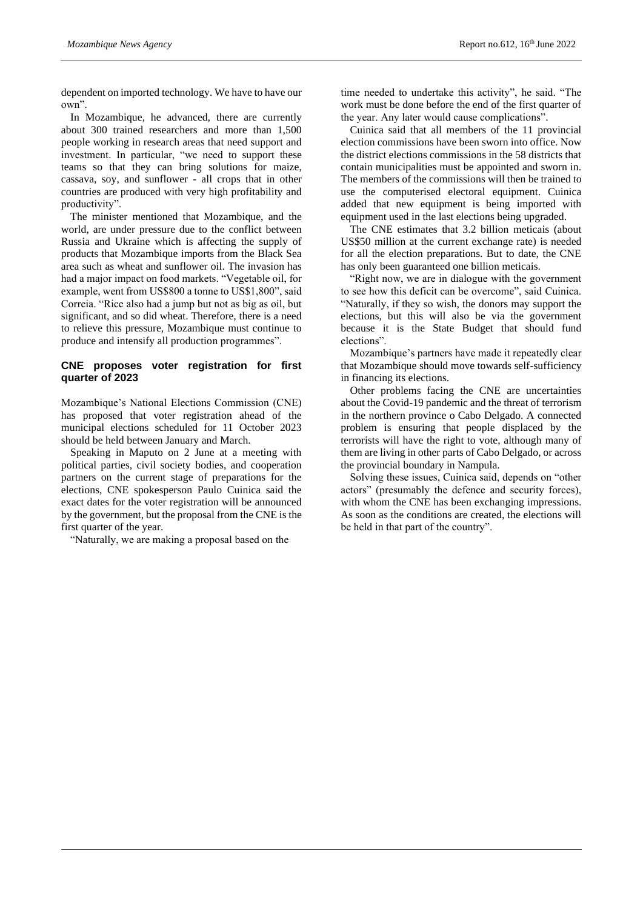dependent on imported technology. We have to have our own".

In Mozambique, he advanced, there are currently about 300 trained researchers and more than 1,500 people working in research areas that need support and investment. In particular, "we need to support these teams so that they can bring solutions for maize, cassava, soy, and sunflower - all crops that in other countries are produced with very high profitability and productivity".

The minister mentioned that Mozambique, and the world, are under pressure due to the conflict between Russia and Ukraine which is affecting the supply of products that Mozambique imports from the Black Sea area such as wheat and sunflower oil. The invasion has had a major impact on food markets. "Vegetable oil, for example, went from US$800 a tonne to US$1,800", said Correia. "Rice also had a jump but not as big as oil, but significant, and so did wheat. Therefore, there is a need to relieve this pressure, Mozambique must continue to produce and intensify all production programmes".

## CNE proposes voter registration for first quarter of 2023

Mozambique's National Elections Commission (CNE) has proposed that voter registration ahead of the municipal elections scheduled for 11 October 2023 should be held between January and March.

Speaking in Maputo on 2 June at a meeting with political parties, civil society bodies, and cooperation partners on the current stage of preparations for the elections, CNE spokesperson Paulo Cuinica said the exact dates for the voter registration will be announced by the government, but the proposal from the CNE is the first quarter of the year.

"Naturally, we are making a proposal based on the time needed to undertake this activity", he said. "The work must be done before the end of the first quarter of the year. Any later would cause complications".

Cuinica said that all members of the 11 provincial election commissions have been sworn into office. Now the district elections commissions in the 58 districts that contain municipalities must be appointed and sworn in. The members of the commissions will then be trained to use the computerised electoral equipment. Cuinica added that new equipment is being imported with equipment used in the last elections being upgraded.

The CNE estimates that 3.2 billion meticais (about US$50 million at the current exchange rate) is needed for all the election preparations. But to date, the CNE has only been guaranteed one billion meticais.

"Right now, we are in dialogue with the government to see how this deficit can be overcome", said Cuinica. "Naturally, if they so wish, the donors may support the elections, but this will also be via the government because it is the State Budget that should fund elections".

Mozambique's partners have made it repeatedly clear that Mozambique should move towards self-sufficiency in financing its elections.

Other problems facing the CNE are uncertainties about the Covid-19 pandemic and the threat of terrorism in the northern province o Cabo Delgado. A connected problem is ensuring that people displaced by the terrorists will have the right to vote, although many of them are living in other parts of Cabo Delgado, or across the provincial boundary in Nampula.

Solving these issues, Cuinica said, depends on "other actors" (presumably the defence and security forces), with whom the CNE has been exchanging impressions. As soon as the conditions are created, the elections will be held in that part of the country".